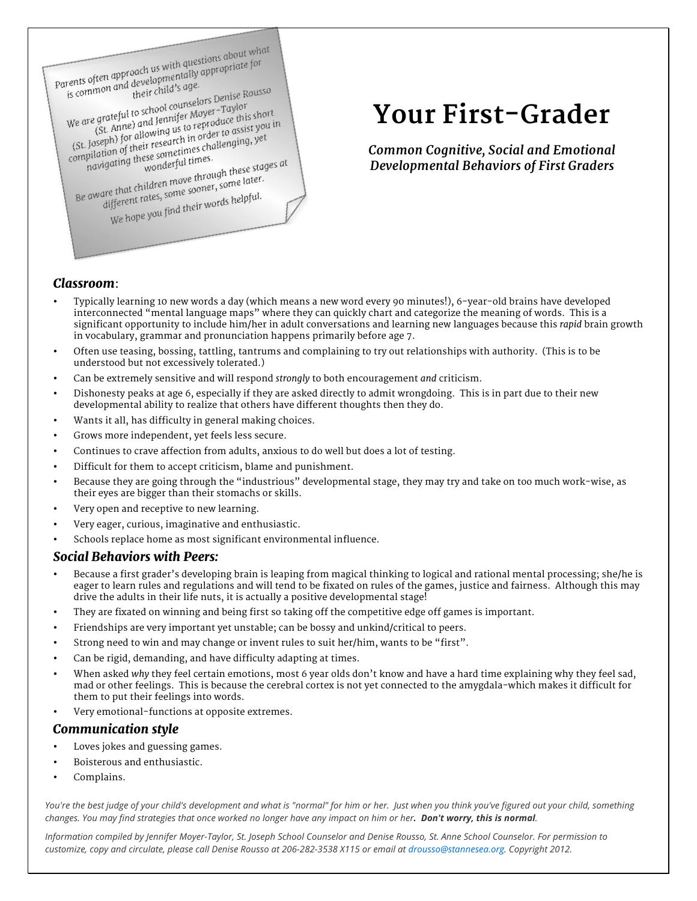Parents often approach us with questions about what is common and developmentally appropriate for their child's age.

We are grateful to school counselors Denise Rousso (St. Anne) and Jennifer Moyer-Taylor (St. Joseph) for allowing us to reproduce this short compilation of their research in order to assist you in navigating these sometimes challenging, yet wonderful times.

Be aware that children move through these stages at different rates, some sooner, some later.

We hope you find their words helpful.

# Your First-Grader

***Common Cognitive, Social and Emotional Developmental Behaviors of First Graders***

## *Classroom*:

- Typically learning 10 new words a day (which means a new word every 90 minutes!), 6-year-old brains have developed interconnected "mental language maps" where they can quickly chart and categorize the meaning of words. This is a significant opportunity to include him/her in adult conversations and learning new languages because this *rapid* brain growth in vocabulary, grammar and pronunciation happens primarily before age 7.
- Often use teasing, bossing, tattling, tantrums and complaining to try out relationships with authority. (This is to be understood but not excessively tolerated.)
- Can be extremely sensitive and will respond *strongly* to both encouragement *and* criticism.
- Dishonesty peaks at age 6, especially if they are asked directly to admit wrongdoing. This is in part due to their new developmental ability to realize that others have different thoughts then they do.
- Wants it all, has difficulty in general making choices.
- Grows more independent, yet feels less secure.
- Continues to crave affection from adults, anxious to do well but does a lot of testing.
- Difficult for them to accept criticism, blame and punishment.
- Because they are going through the "industrious" developmental stage, they may try and take on too much work-wise, as their eyes are bigger than their stomachs or skills.
- Very open and receptive to new learning.
- Very eager, curious, imaginative and enthusiastic.
- Schools replace home as most significant environmental influence.

## *Social Behaviors with Peers:*

- Because a first grader's developing brain is leaping from magical thinking to logical and rational mental processing; she/he is eager to learn rules and regulations and will tend to be fixated on rules of the games, justice and fairness. Although this may drive the adults in their life nuts, it is actually a positive developmental stage!
- They are fixated on winning and being first so taking off the competitive edge off games is important.
- Friendships are very important yet unstable; can be bossy and unkind/critical to peers.
- Strong need to win and may change or invent rules to suit her/him, wants to be "first".
- Can be rigid, demanding, and have difficulty adapting at times.
- When asked *why* they feel certain emotions, most 6 year olds don't know and have a hard time explaining why they feel sad, mad or other feelings. This is because the cerebral cortex is not yet connected to the amygdala-which makes it difficult for them to put their feelings into words.
- Very emotional-functions at opposite extremes.

## *Communication style*

- Loves jokes and guessing games.
- Boisterous and enthusiastic.
- Complains.

*You're the best judge of your child's development and what is "normal" for him or her. Just when you think you've figured out your child, something changes. You may find strategies that once worked no longer have any impact on him or her.* ***Don't worry, this is normal****.*

*Information compiled by Jennifer Moyer-Taylor, St. Joseph School Counselor and Denise Rousso, St. Anne School Counselor. For permission to customize, copy and circulate, please call Denise Rousso at 206-282-3538 X115 or email at drousso@stannesea.org. Copyright 2012.*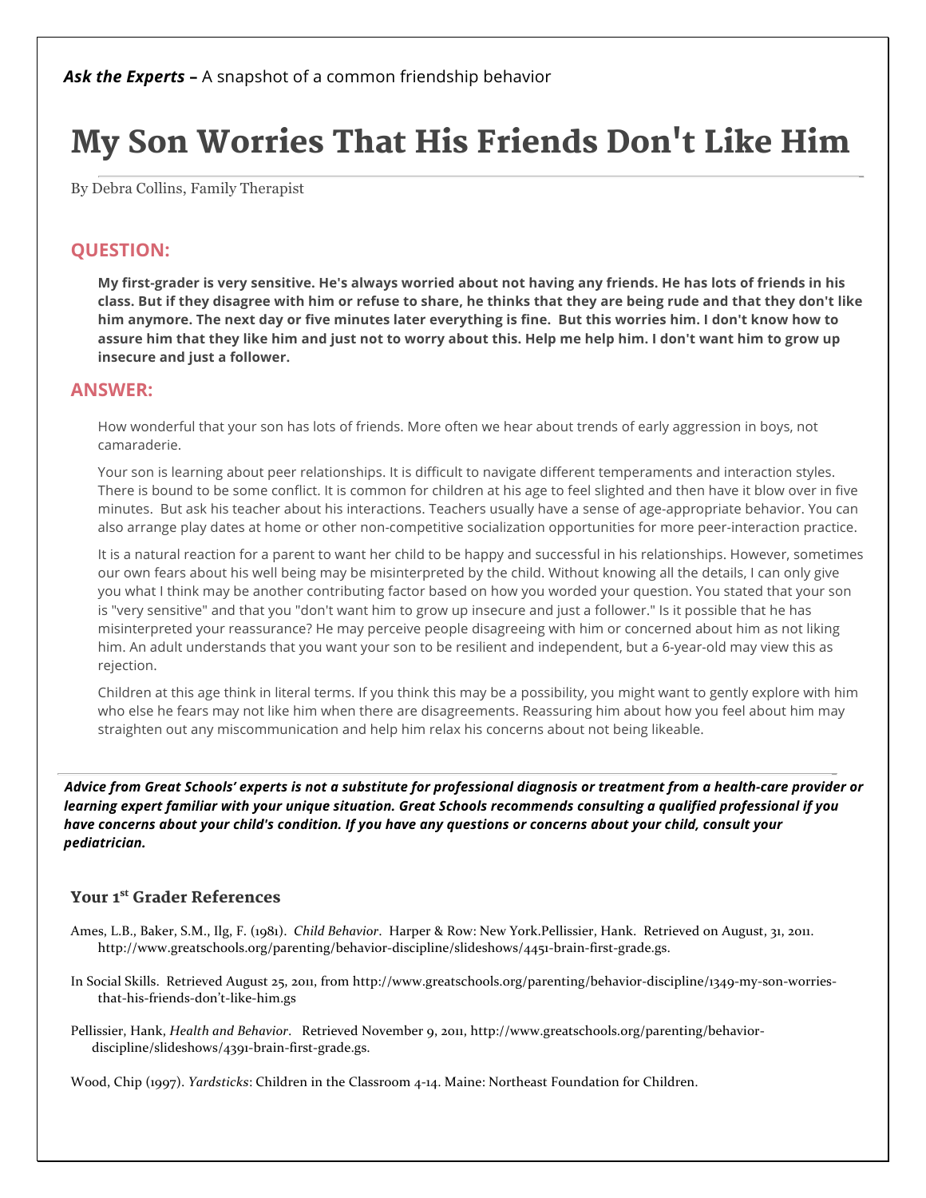***Ask the Experts –*** A snapshot of a common friendship behavior

# My Son Worries That His Friends Don't Like Him

By Debra Collins, Family Therapist

## QUESTION:

**My first-grader is very sensitive. He's always worried about not having any friends. He has lots of friends in his class. But if they disagree with him or refuse to share, he thinks that they are being rude and that they don't like him anymore. The next day or five minutes later everything is fine. But this worries him. I don't know how to assure him that they like him and just not to worry about this. Help me help him. I don't want him to grow up insecure and just a follower.**

## ANSWER:

How wonderful that your son has lots of friends. More often we hear about trends of early aggression in boys, not camaraderie.

Your son is learning about peer relationships. It is difficult to navigate different temperaments and interaction styles. There is bound to be some conflict. It is common for children at his age to feel slighted and then have it blow over in five minutes. But ask his teacher about his interactions. Teachers usually have a sense of age-appropriate behavior. You can also arrange play dates at home or other non-competitive socialization opportunities for more peer-interaction practice.

It is a natural reaction for a parent to want her child to be happy and successful in his relationships. However, sometimes our own fears about his well being may be misinterpreted by the child. Without knowing all the details, I can only give you what I think may be another contributing factor based on how you worded your question. You stated that your son is "very sensitive" and that you "don't want him to grow up insecure and just a follower." Is it possible that he has misinterpreted your reassurance? He may perceive people disagreeing with him or concerned about him as not liking him. An adult understands that you want your son to be resilient and independent, but a 6-year-old may view this as rejection.

Children at this age think in literal terms. If you think this may be a possibility, you might want to gently explore with him who else he fears may not like him when there are disagreements. Reassuring him about how you feel about him may straighten out any miscommunication and help him relax his concerns about not being likeable.

***Advice from Great Schools' experts is not a substitute for professional diagnosis or treatment from a health-care provider or learning expert familiar with your unique situation. Great Schools recommends consulting a qualified professional if you have concerns about your child's condition. If you have any questions or concerns about your child, consult your pediatrician.***

### Your 1st Grader References

Ames, L.B., Baker, S.M., Ilg, F. (1981). *Child Behavior*. Harper & Row: New York.Pellissier, Hank. Retrieved on August, 31, 2011. http://www.greatschools.org/parenting/behavior-discipline/slideshows/4451-brain-first-grade.gs.

In Social Skills. Retrieved August 25, 2011, from http://www.greatschools.org/parenting/behavior-discipline/1349-my-son-worries-that-his-friends-don't-like-him.gs

Pellissier, Hank, *Health and Behavior*. Retrieved November 9, 2011, http://www.greatschools.org/parenting/behavior-discipline/slideshows/4391-brain-first-grade.gs.

Wood, Chip (1997). *Yardsticks*: Children in the Classroom 4-14. Maine: Northeast Foundation for Children.